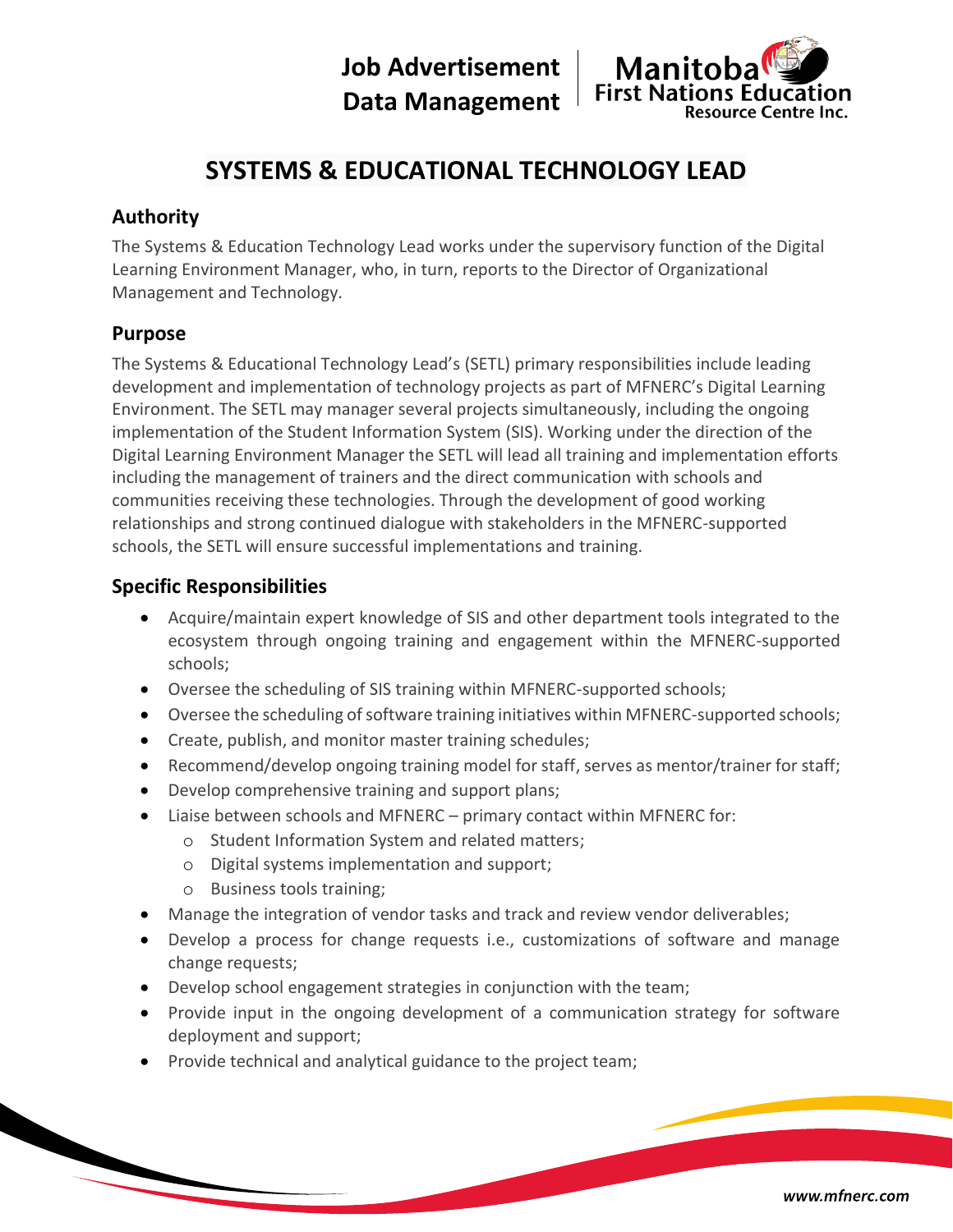Job Advertisement
Data Management

Manitoba First Nations Education Resource Centre Inc.

# SYSTEMS & EDUCATIONAL TECHNOLOGY LEAD

## Authority

The Systems & Education Technology Lead works under the supervisory function of the Digital Learning Environment Manager, who, in turn, reports to the Director of Organizational Management and Technology.

## Purpose

The Systems & Educational Technology Lead's (SETL) primary responsibilities include leading development and implementation of technology projects as part of MFNERC's Digital Learning Environment. The SETL may manager several projects simultaneously, including the ongoing implementation of the Student Information System (SIS). Working under the direction of the Digital Learning Environment Manager the SETL will lead all training and implementation efforts including the management of trainers and the direct communication with schools and communities receiving these technologies. Through the development of good working relationships and strong continued dialogue with stakeholders in the MFNERC-supported schools, the SETL will ensure successful implementations and training.

## Specific Responsibilities

- Acquire/maintain expert knowledge of SIS and other department tools integrated to the ecosystem through ongoing training and engagement within the MFNERC-supported schools;
- Oversee the scheduling of SIS training within MFNERC-supported schools;
- Oversee the scheduling of software training initiatives within MFNERC-supported schools;
- Create, publish, and monitor master training schedules;
- Recommend/develop ongoing training model for staff, serves as mentor/trainer for staff;
- Develop comprehensive training and support plans;
- Liaise between schools and MFNERC – primary contact within MFNERC for:
  - Student Information System and related matters;
  - Digital systems implementation and support;
  - Business tools training;
- Manage the integration of vendor tasks and track and review vendor deliverables;
- Develop a process for change requests i.e., customizations of software and manage change requests;
- Develop school engagement strategies in conjunction with the team;
- Provide input in the ongoing development of a communication strategy for software deployment and support;
- Provide technical and analytical guidance to the project team;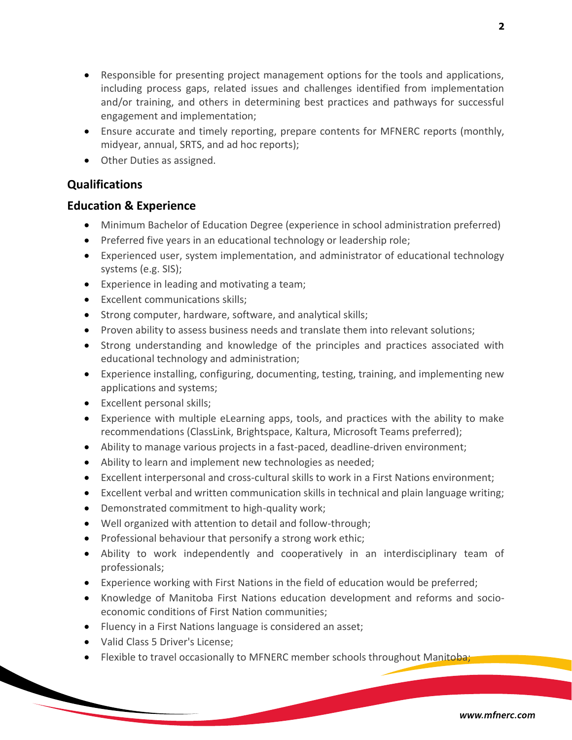- Responsible for presenting project management options for the tools and applications, including process gaps, related issues and challenges identified from implementation and/or training, and others in determining best practices and pathways for successful engagement and implementation;
- Ensure accurate and timely reporting, prepare contents for MFNERC reports (monthly, midyear, annual, SRTS, and ad hoc reports);
- Other Duties as assigned.

## Qualifications

## Education & Experience

- Minimum Bachelor of Education Degree (experience in school administration preferred)
- Preferred five years in an educational technology or leadership role;
- Experienced user, system implementation, and administrator of educational technology systems (e.g. SIS);
- Experience in leading and motivating a team;
- Excellent communications skills;
- Strong computer, hardware, software, and analytical skills;
- Proven ability to assess business needs and translate them into relevant solutions;
- Strong understanding and knowledge of the principles and practices associated with educational technology and administration;
- Experience installing, configuring, documenting, testing, training, and implementing new applications and systems;
- Excellent personal skills;
- Experience with multiple eLearning apps, tools, and practices with the ability to make recommendations (ClassLink, Brightspace, Kaltura, Microsoft Teams preferred);
- Ability to manage various projects in a fast-paced, deadline-driven environment;
- Ability to learn and implement new technologies as needed;
- Excellent interpersonal and cross-cultural skills to work in a First Nations environment;
- Excellent verbal and written communication skills in technical and plain language writing;
- Demonstrated commitment to high-quality work;
- Well organized with attention to detail and follow-through;
- Professional behaviour that personify a strong work ethic;
- Ability to work independently and cooperatively in an interdisciplinary team of professionals;
- Experience working with First Nations in the field of education would be preferred;
- Knowledge of Manitoba First Nations education development and reforms and socio-economic conditions of First Nation communities;
- Fluency in a First Nations language is considered an asset;
- Valid Class 5 Driver's License;
- Flexible to travel occasionally to MFNERC member schools throughout Manitoba;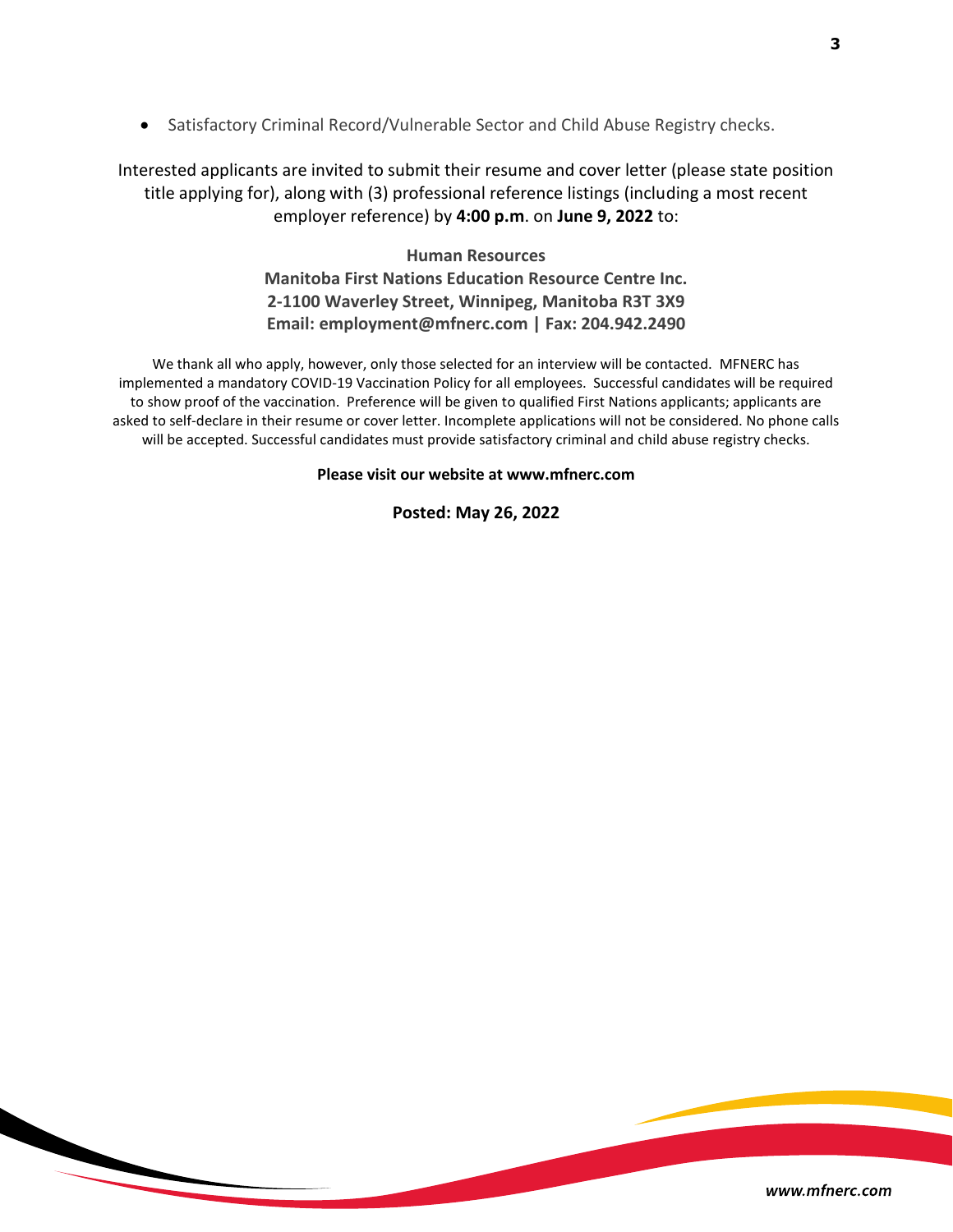- Satisfactory Criminal Record/Vulnerable Sector and Child Abuse Registry checks.

Interested applicants are invited to submit their resume and cover letter (please state position title applying for), along with (3) professional reference listings (including a most recent employer reference) by **4:00 p.m**. on **June 9, 2022** to:

**Human Resources**
**Manitoba First Nations Education Resource Centre Inc.**
**2-1100 Waverley Street, Winnipeg, Manitoba R3T 3X9**
**Email: employment@mfnerc.com | Fax: 204.942.2490**

We thank all who apply, however, only those selected for an interview will be contacted. MFNERC has implemented a mandatory COVID-19 Vaccination Policy for all employees. Successful candidates will be required to show proof of the vaccination. Preference will be given to qualified First Nations applicants; applicants are asked to self-declare in their resume or cover letter. Incomplete applications will not be considered. No phone calls will be accepted. Successful candidates must provide satisfactory criminal and child abuse registry checks.

**Please visit our website at www.mfnerc.com**

**Posted: May 26, 2022**